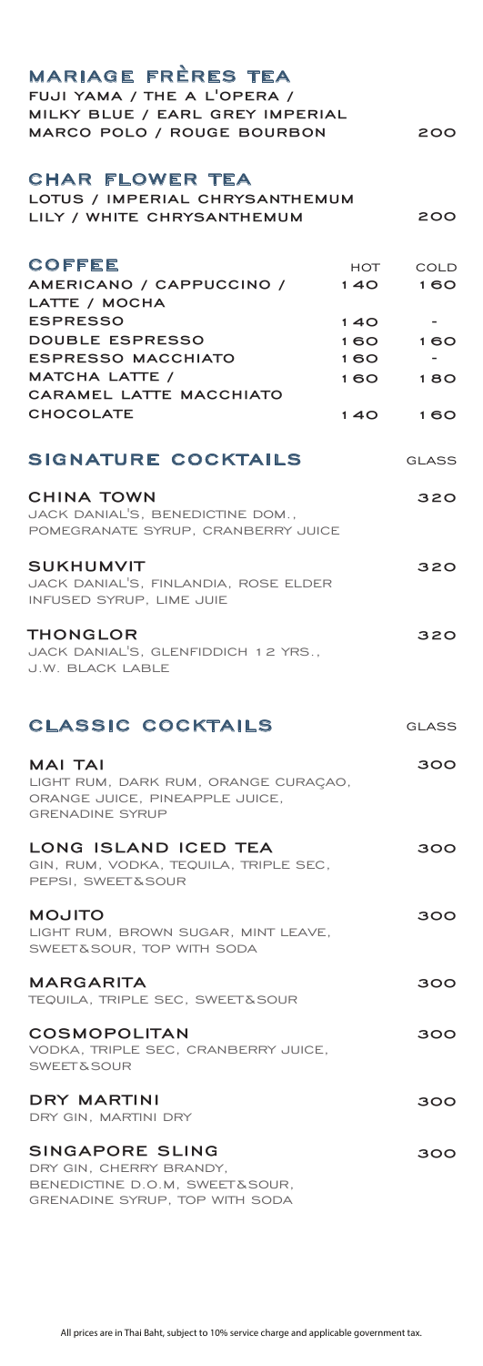## MARIAGE FRÈRES TEA

FUJI YAMA / THE A L'OPERA / MILKY BLUE / EARL GREY IMPERIAL MARCO POLO / ROUGE BOURBON — 200

## CHAR FLOWER TEA

LOTUS / IMPERIAL CHRYSANTHEMUM LILY / WHITE CHRYSANTHEMUM — 200

## COFFEE

| COFFEE | HOT | COLD |
|---|---|---|
| AMERICANO / CAPPUCCINO / LATTE / MOCHA | 140 | 160 |
| ESPRESSO | 140 | - |
| DOUBLE ESPRESSO | 160 | 160 |
| ESPRESSO MACCHIATO | 160 | - |
| MATCHA LATTE / CARAMEL LATTE MACCHIATO | 160 | 180 |
| CHOCOLATE | 140 | 160 |

## SIGNATURE COCKTAILS — GLASS

**CHINA TOWN** — 320
JACK DANIAL'S, BENEDICTINE DOM., POMEGRANATE SYRUP, CRANBERRY JUICE

**SUKHUMVIT** — 320
JACK DANIAL'S, FINLANDIA, ROSE ELDER INFUSED SYRUP, LIME JUIE

**THONGLOR** — 320
JACK DANIAL'S, GLENFIDDICH 12 YRS., J.W. BLACK LABLE

## CLASSIC COCKTAILS — GLASS

**MAI TAI** — 300
LIGHT RUM, DARK RUM, ORANGE CURAÇAO, ORANGE JUICE, PINEAPPLE JUICE, GRENADINE SYRUP

**LONG ISLAND ICED TEA** — 300
GIN, RUM, VODKA, TEQUILA, TRIPLE SEC, PEPSI, SWEET&SOUR

**MOJITO** — 300
LIGHT RUM, BROWN SUGAR, MINT LEAVE, SWEET&SOUR, TOP WITH SODA

**MARGARITA** — 300
TEQUILA, TRIPLE SEC, SWEET&SOUR

**COSMOPOLITAN** — 300
VODKA, TRIPLE SEC, CRANBERRY JUICE, SWEET&SOUR

**DRY MARTINI** — 300
DRY GIN, MARTINI DRY

**SINGAPORE SLING** — 300
DRY GIN, CHERRY BRANDY, BENEDICTINE D.O.M, SWEET&SOUR, GRENADINE SYRUP, TOP WITH SODA

All prices are in Thai Baht, subject to 10% service charge and applicable government tax.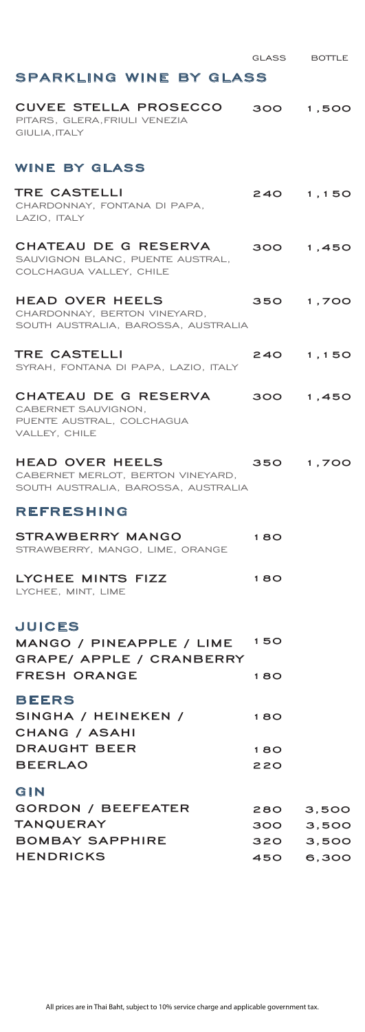| | GLASS | BOTTLE |
|---|---|---|
| **SPARKLING WINE BY GLASS** | | |
| **CUVEE STELLA PROSECCO**<br>PITARS, GLERA, FRIULI VENEZIA GIULIA, ITALY | 300 | 1,500 |
| **WINE BY GLASS** | | |
| **TRE CASTELLI**<br>CHARDONNAY, FONTANA DI PAPA, LAZIO, ITALY | 240 | 1,150 |
| **CHATEAU DE G RESERVA**<br>SAUVIGNON BLANC, PUENTE AUSTRAL, COLCHAGUA VALLEY, CHILE | 300 | 1,450 |
| **HEAD OVER HEELS**<br>CHARDONNAY, BERTON VINEYARD, SOUTH AUSTRALIA, BAROSSA, AUSTRALIA | 350 | 1,700 |
| **TRE CASTELLI**<br>SYRAH, FONTANA DI PAPA, LAZIO, ITALY | 240 | 1,150 |
| **CHATEAU DE G RESERVA**<br>CABERNET SAUVIGNON, PUENTE AUSTRAL, COLCHAGUA VALLEY, CHILE | 300 | 1,450 |
| **HEAD OVER HEELS**<br>CABERNET MERLOT, BERTON VINEYARD, SOUTH AUSTRALIA, BAROSSA, AUSTRALIA | 350 | 1,700 |
| **REFRESHING** | | |
| **STRAWBERRY MANGO**<br>STRAWBERRY, MANGO, LIME, ORANGE | 180 | |
| **LYCHEE MINTS FIZZ**<br>LYCHEE, MINT, LIME | 180 | |
| **JUICES** | | |
| **MANGO / PINEAPPLE / LIME GRAPE/ APPLE / CRANBERRY** | 150 | |
| **FRESH ORANGE** | 180 | |
| **BEERS** | | |
| **SINGHA / HEINEKEN / CHANG / ASAHI** | 180 | |
| **DRAUGHT BEER** | 180 | |
| **BEERLAO** | 220 | |
| **GIN** | | |
| **GORDON / BEEFEATER** | 280 | 3,500 |
| **TANQUERAY** | 300 | 3,500 |
| **BOMBAY SAPPHIRE** | 320 | 3,500 |
| **HENDRICKS** | 450 | 6,300 |

All prices are in Thai Baht, subject to 10% service charge and applicable government tax.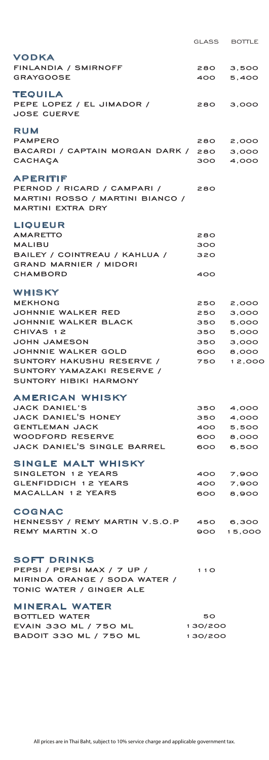| | GLASS | BOTTLE |
|---|---|---|
| **VODKA** | | |
| FINLANDIA / SMIRNOFF | 280 | 3,500 |
| GRAYGOOSE | 400 | 5,400 |
| **TEQUILA** | | |
| PEPE LOPEZ / EL JIMADOR / JOSE CUERVE | 280 | 3,000 |
| **RUM** | | |
| PAMPERO | 280 | 2,000 |
| BACARDI / CAPTAIN MORGAN DARK / | 280 | 3,000 |
| CACHAÇA | 300 | 4,000 |
| **APERITIF** | | |
| PERNOD / RICARD / CAMPARI / MARTINI ROSSO / MARTINI BIANCO / MARTINI EXTRA DRY | 280 | |
| **LIQUEUR** | | |
| AMARETTO | 280 | |
| MALIBU | 300 | |
| BAILEY / COINTREAU / KAHLUA / GRAND MARNIER / MIDORI | 320 | |
| CHAMBORD | 400 | |
| **WHISKY** | | |
| MEKHONG | 250 | 2,000 |
| JOHNNIE WALKER RED | 250 | 3,000 |
| JOHNNIE WALKER BLACK | 350 | 5,000 |
| CHIVAS 12 | 350 | 5,000 |
| JOHN JAMESON | 350 | 3,000 |
| JOHNNIE WALKER GOLD | 600 | 8,000 |
| SUNTORY HAKUSHU RESERVE / SUNTORY YAMAZAKI RESERVE / SUNTORY HIBIKI HARMONY | 750 | 12,000 |
| **AMERICAN WHISKY** | | |
| JACK DANIEL'S | 350 | 4,000 |
| JACK DANIEL'S HONEY | 350 | 4,000 |
| GENTLEMAN JACK | 400 | 5,500 |
| WOODFORD RESERVE | 600 | 8,000 |
| JACK DANIEL'S SINGLE BARREL | 600 | 6,500 |
| **SINGLE MALT WHISKY** | | |
| SINGLETON 12 YEARS | 400 | 7,900 |
| GLENFIDDICH 12 YEARS | 400 | 7,900 |
| MACALLAN 12 YEARS | 600 | 8,900 |
| **COGNAC** | | |
| HENNESSY / REMY MARTIN V.S.O.P | 450 | 6,300 |
| REMY MARTIN X.O | 900 | 15,000 |
| **SOFT DRINKS** | | |
| PEPSI / PEPSI MAX / 7 UP / MIRINDA ORANGE / SODA WATER / TONIC WATER / GINGER ALE | 110 | |
| **MINERAL WATER** | | |
| BOTTLED WATER | 50 | |
| EVAIN 330 ML / 750 ML | 130/200 | |
| BADOIT 330 ML / 750 ML | 130/200 | |

All prices are in Thai Baht, subject to 10% service charge and applicable government tax.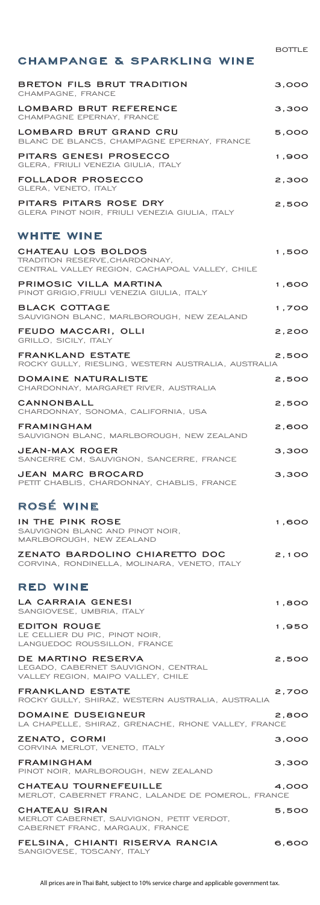## CHAMPANGE & SPARKLING WINE

| | BOTTLE |
|---|---|
| **BRETON FILS BRUT TRADITION**<br>CHAMPAGNE, FRANCE | 3,000 |
| **LOMBARD BRUT REFERENCE**<br>CHAMPAGNE EPERNAY, FRANCE | 3,300 |
| **LOMBARD BRUT GRAND CRU**<br>BLANC DE BLANCS, CHAMPAGNE EPERNAY, FRANCE | 5,000 |
| **PITARS GENESI PROSECCO**<br>GLERA, FRIULI VENEZIA GIULIA, ITALY | 1,900 |
| **FOLLADOR PROSECCO**<br>GLERA, VENETO, ITALY | 2,300 |
| **PITARS PITARS ROSE DRY**<br>GLERA PINOT NOIR, FRIULI VENEZIA GIULIA, ITALY | 2,500 |

## WHITE WINE

| | |
|---|---|
| **CHATEAU LOS BOLDOS**<br>TRADITION RESERVE,CHARDONNAY, CENTRAL VALLEY REGION, CACHAPOAL VALLEY, CHILE | 1,500 |
| **PRIMOSIC VILLA MARTINA**<br>PINOT GRIGIO,FRIULI VENEZIA GIULIA, ITALY | 1,600 |
| **BLACK COTTAGE**<br>SAUVIGNON BLANC, MARLBOROUGH, NEW ZEALAND | 1,700 |
| **FEUDO MACCARI, OLLI**<br>GRILLO, SICILY, ITALY | 2,200 |
| **FRANKLAND ESTATE**<br>ROCKY GULLY, RIESLING, WESTERN AUSTRALIA, AUSTRALIA | 2,500 |
| **DOMAINE NATURALISTE**<br>CHARDONNAY, MARGARET RIVER, AUSTRALIA | 2,500 |
| **CANNONBALL**<br>CHARDONNAY, SONOMA, CALIFORNIA, USA | 2,500 |
| **FRAMINGHAM**<br>SAUVIGNON BLANC, MARLBOROUGH, NEW ZEALAND | 2,600 |
| **JEAN-MAX ROGER**<br>SANCERRE CM, SAUVIGNON, SANCERRE, FRANCE | 3,300 |
| **JEAN MARC BROCARD**<br>PETIT CHABLIS, CHARDONNAY, CHABLIS, FRANCE | 3,300 |

## ROSÉ WINE

| | |
|---|---|
| **IN THE PINK ROSE**<br>SAUVIGNON BLANC AND PINOT NOIR, MARLBOROUGH, NEW ZEALAND | 1,600 |
| **ZENATO BARDOLINO CHIARETTO DOC**<br>CORVINA, RONDINELLA, MOLINARA, VENETO, ITALY | 2,100 |

## RED WINE

| | |
|---|---|
| **LA CARRAIA GENESI**<br>SANGIOVESE, UMBRIA, ITALY | 1,800 |
| **EDITON ROUGE**<br>LE CELLIER DU PIC, PINOT NOIR, LANGUEDOC ROUSSILLON, FRANCE | 1,950 |
| **DE MARTINO RESERVA**<br>LEGADO, CABERNET SAUVIGNON, CENTRAL VALLEY REGION, MAIPO VALLEY, CHILE | 2,500 |
| **FRANKLAND ESTATE**<br>ROCKY GULLY, SHIRAZ, WESTERN AUSTRALIA, AUSTRALIA | 2,700 |
| **DOMAINE DUSEIGNEUR**<br>LA CHAPELLE, SHIRAZ, GRENACHE, RHONE VALLEY, FRANCE | 2,800 |
| **ZENATO, CORMI**<br>CORVINA MERLOT, VENETO, ITALY | 3,000 |
| **FRAMINGHAM**<br>PINOT NOIR, MARLBOROUGH, NEW ZEALAND | 3,300 |
| **CHATEAU TOURNEFEUILLE**<br>MERLOT, CABERNET FRANC, LALANDE DE POMEROL, FRANCE | 4,000 |
| **CHATEAU SIRAN**<br>MERLOT CABERNET, SAUVIGNON, PETIT VERDOT, CABERNET FRANC, MARGAUX, FRANCE | 5,500 |
| **FELSINA, CHIANTI RISERVA RANCIA**<br>SANGIOVESE, TOSCANY, ITALY | 6,600 |

All prices are in Thai Baht, subject to 10% service charge and applicable government tax.